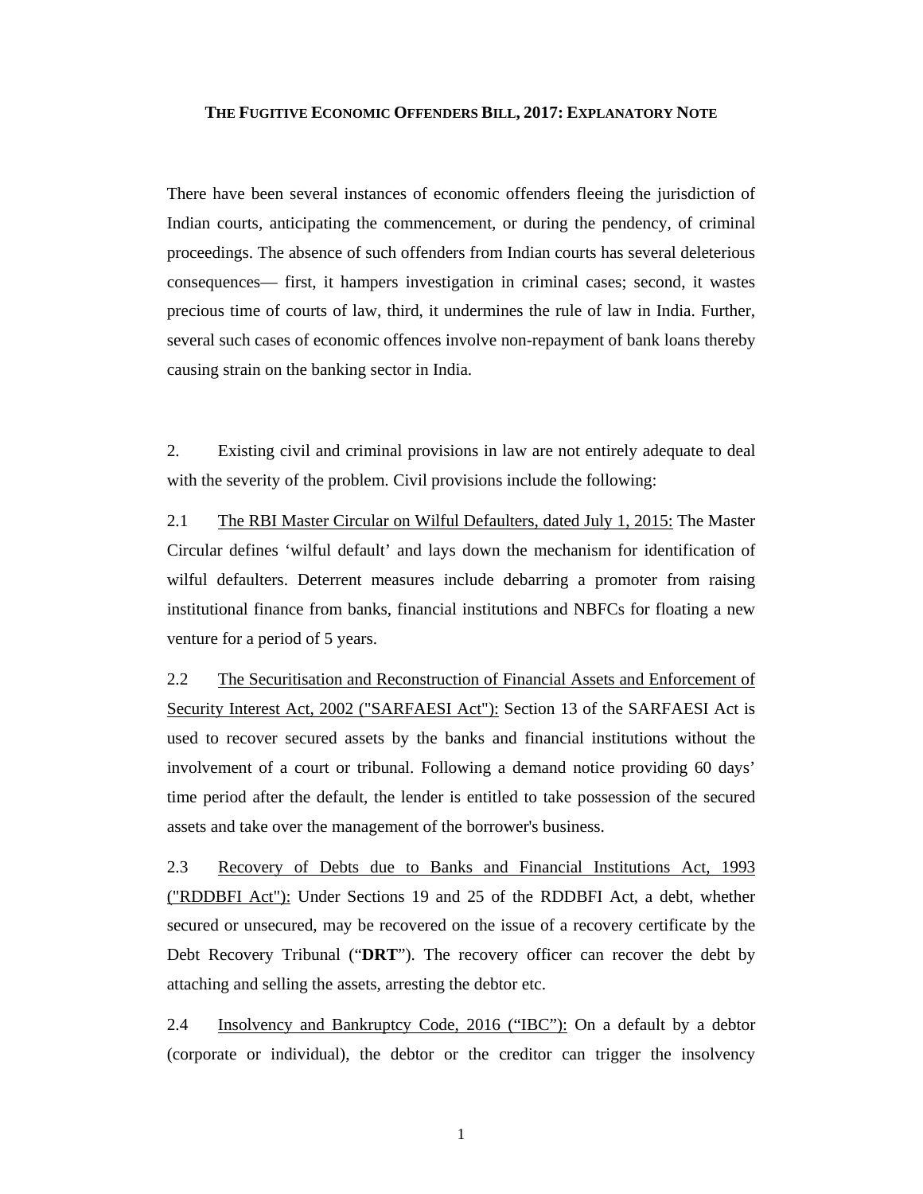# THE FUGITIVE ECONOMIC OFFENDERS BILL, 2017: EXPLANATORY NOTE

There have been several instances of economic offenders fleeing the jurisdiction of Indian courts, anticipating the commencement, or during the pendency, of criminal proceedings. The absence of such offenders from Indian courts has several deleterious consequences— first, it hampers investigation in criminal cases; second, it wastes precious time of courts of law, third, it undermines the rule of law in India. Further, several such cases of economic offences involve non-repayment of bank loans thereby causing strain on the banking sector in India.

2. Existing civil and criminal provisions in law are not entirely adequate to deal with the severity of the problem. Civil provisions include the following:

2.1 <u>The RBI Master Circular on Wilful Defaulters, dated July 1, 2015:</u> The Master Circular defines 'wilful default' and lays down the mechanism for identification of wilful defaulters. Deterrent measures include debarring a promoter from raising institutional finance from banks, financial institutions and NBFCs for floating a new venture for a period of 5 years.

2.2 <u>The Securitisation and Reconstruction of Financial Assets and Enforcement of Security Interest Act, 2002 ("SARFAESI Act"):</u> Section 13 of the SARFAESI Act is used to recover secured assets by the banks and financial institutions without the involvement of a court or tribunal. Following a demand notice providing 60 days' time period after the default, the lender is entitled to take possession of the secured assets and take over the management of the borrower's business.

2.3 <u>Recovery of Debts due to Banks and Financial Institutions Act, 1993 ("RDDBFI Act"):</u> Under Sections 19 and 25 of the RDDBFI Act, a debt, whether secured or unsecured, may be recovered on the issue of a recovery certificate by the Debt Recovery Tribunal ("**DRT**"). The recovery officer can recover the debt by attaching and selling the assets, arresting the debtor etc.

2.4 <u>Insolvency and Bankruptcy Code, 2016 ("IBC"):</u> On a default by a debtor (corporate or individual), the debtor or the creditor can trigger the insolvency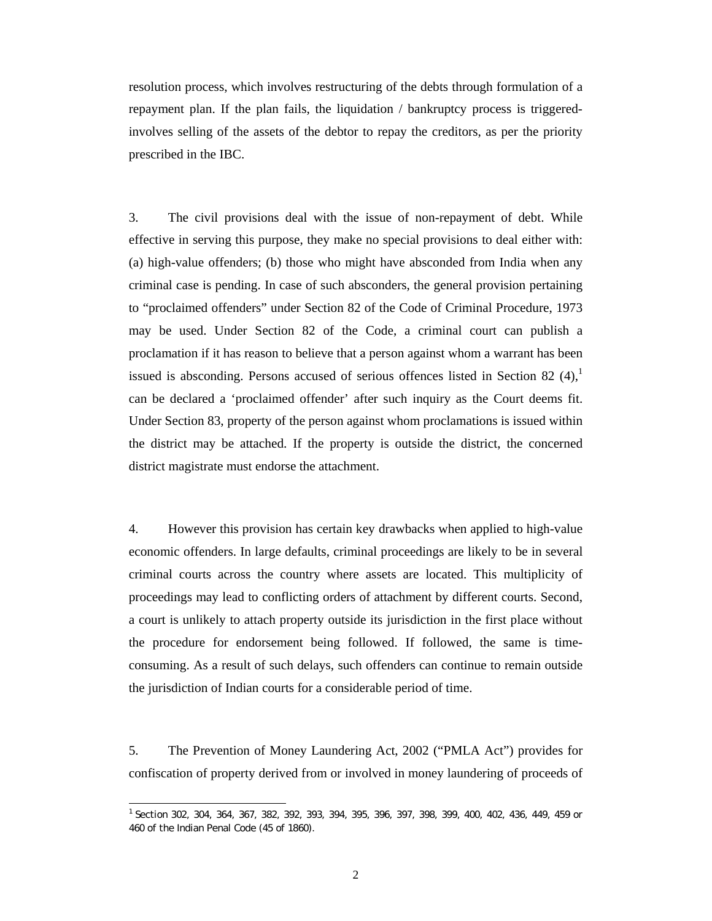resolution process, which involves restructuring of the debts through formulation of a repayment plan. If the plan fails, the liquidation / bankruptcy process is triggered- involves selling of the assets of the debtor to repay the creditors, as per the priority prescribed in the IBC.

3. The civil provisions deal with the issue of non-repayment of debt. While effective in serving this purpose, they make no special provisions to deal either with: (a) high-value offenders; (b) those who might have absconded from India when any criminal case is pending. In case of such absconders, the general provision pertaining to "proclaimed offenders" under Section 82 of the Code of Criminal Procedure, 1973 may be used. Under Section 82 of the Code, a criminal court can publish a proclamation if it has reason to believe that a person against whom a warrant has been issued is absconding. Persons accused of serious offences listed in Section 82 (4),[1] can be declared a 'proclaimed offender' after such inquiry as the Court deems fit. Under Section 83, property of the person against whom proclamations is issued within the district may be attached. If the property is outside the district, the concerned district magistrate must endorse the attachment.

4. However this provision has certain key drawbacks when applied to high-value economic offenders. In large defaults, criminal proceedings are likely to be in several criminal courts across the country where assets are located. This multiplicity of proceedings may lead to conflicting orders of attachment by different courts. Second, a court is unlikely to attach property outside its jurisdiction in the first place without the procedure for endorsement being followed. If followed, the same is time-consuming. As a result of such delays, such offenders can continue to remain outside the jurisdiction of Indian courts for a considerable period of time.

5. The Prevention of Money Laundering Act, 2002 ("PMLA Act") provides for confiscation of property derived from or involved in money laundering of proceeds of

[1] Section 302, 304, 364, 367, 382, 392, 393, 394, 395, 396, 397, 398, 399, 400, 402, 436, 449, 459 or 460 of the Indian Penal Code (45 of 1860).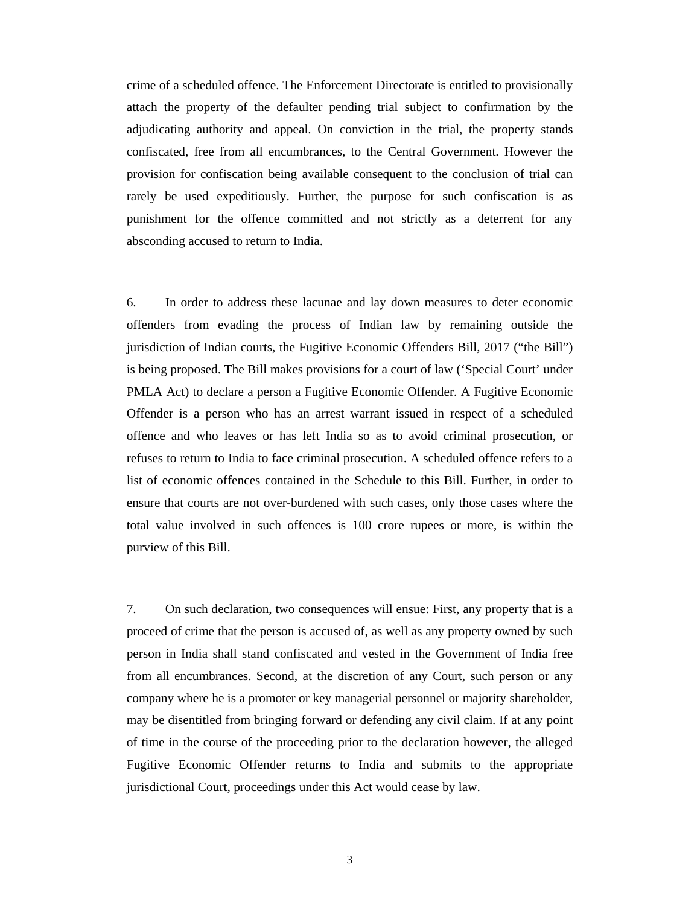crime of a scheduled offence. The Enforcement Directorate is entitled to provisionally attach the property of the defaulter pending trial subject to confirmation by the adjudicating authority and appeal. On conviction in the trial, the property stands confiscated, free from all encumbrances, to the Central Government. However the provision for confiscation being available consequent to the conclusion of trial can rarely be used expeditiously. Further, the purpose for such confiscation is as punishment for the offence committed and not strictly as a deterrent for any absconding accused to return to India.

6. In order to address these lacunae and lay down measures to deter economic offenders from evading the process of Indian law by remaining outside the jurisdiction of Indian courts, the Fugitive Economic Offenders Bill, 2017 ("the Bill") is being proposed. The Bill makes provisions for a court of law ('Special Court' under PMLA Act) to declare a person a Fugitive Economic Offender. A Fugitive Economic Offender is a person who has an arrest warrant issued in respect of a scheduled offence and who leaves or has left India so as to avoid criminal prosecution, or refuses to return to India to face criminal prosecution. A scheduled offence refers to a list of economic offences contained in the Schedule to this Bill. Further, in order to ensure that courts are not over-burdened with such cases, only those cases where the total value involved in such offences is 100 crore rupees or more, is within the purview of this Bill.

7. On such declaration, two consequences will ensue: First, any property that is a proceed of crime that the person is accused of, as well as any property owned by such person in India shall stand confiscated and vested in the Government of India free from all encumbrances. Second, at the discretion of any Court, such person or any company where he is a promoter or key managerial personnel or majority shareholder, may be disentitled from bringing forward or defending any civil claim. If at any point of time in the course of the proceeding prior to the declaration however, the alleged Fugitive Economic Offender returns to India and submits to the appropriate jurisdictional Court, proceedings under this Act would cease by law.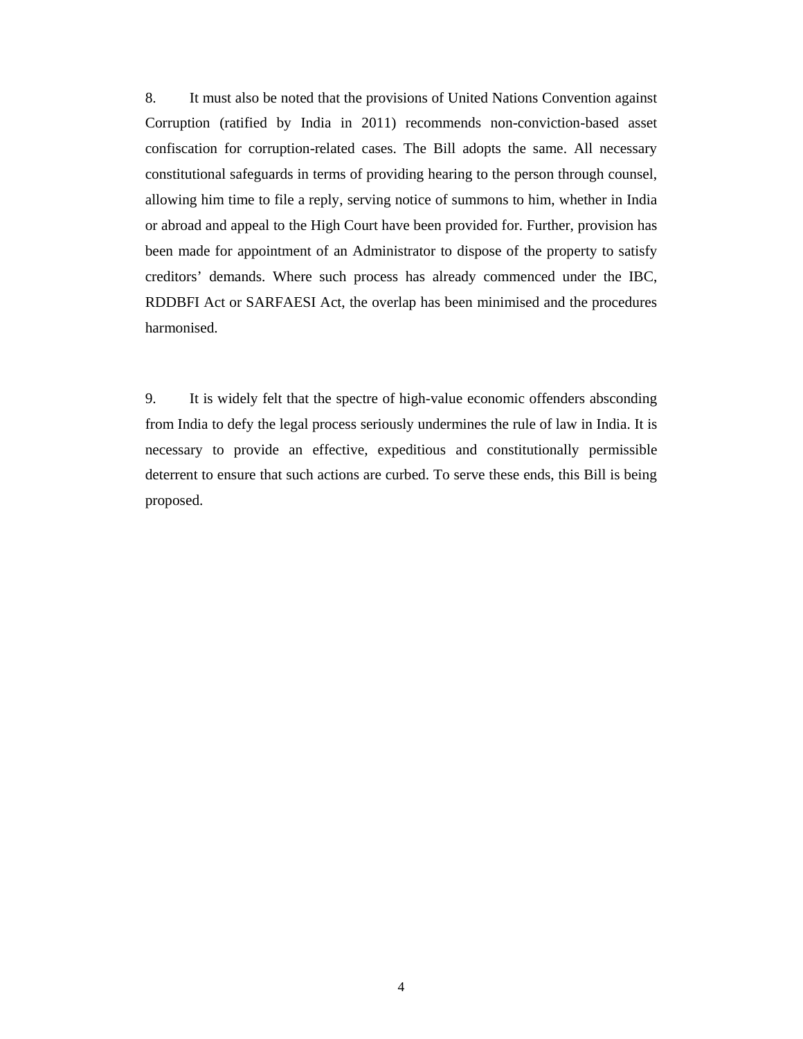8. It must also be noted that the provisions of United Nations Convention against Corruption (ratified by India in 2011) recommends non-conviction-based asset confiscation for corruption-related cases. The Bill adopts the same. All necessary constitutional safeguards in terms of providing hearing to the person through counsel, allowing him time to file a reply, serving notice of summons to him, whether in India or abroad and appeal to the High Court have been provided for. Further, provision has been made for appointment of an Administrator to dispose of the property to satisfy creditors' demands. Where such process has already commenced under the IBC, RDDBFI Act or SARFAESI Act, the overlap has been minimised and the procedures harmonised.

9. It is widely felt that the spectre of high-value economic offenders absconding from India to defy the legal process seriously undermines the rule of law in India. It is necessary to provide an effective, expeditious and constitutionally permissible deterrent to ensure that such actions are curbed. To serve these ends, this Bill is being proposed.